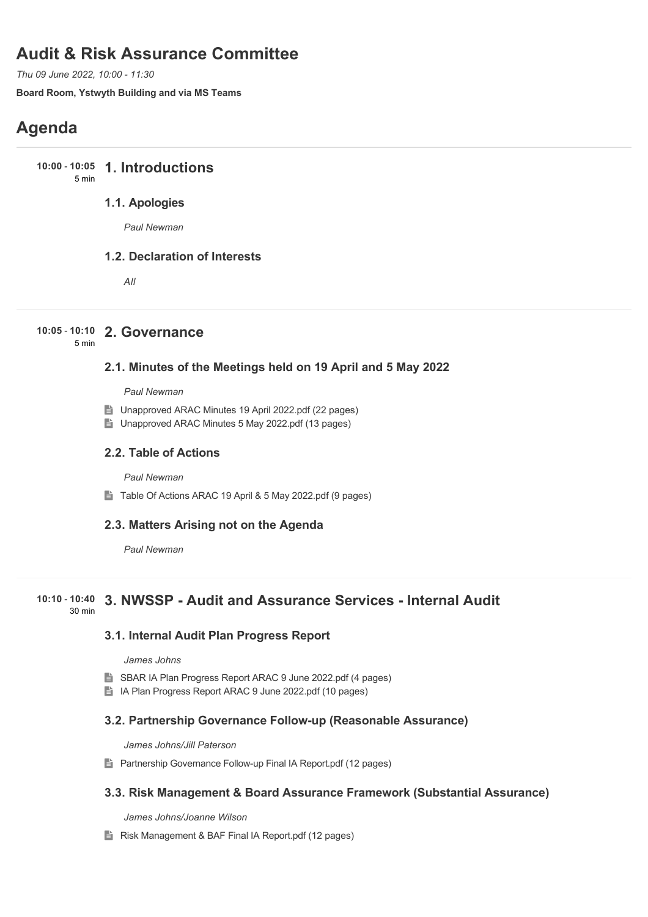# Audit & Risk Assurance Committee

*Thu 09 June 2022, 10:00 - 11:30*

**Board Room, Ystwyth Building and via MS Teams**

# Agenda

**10:00 - 10:05** 5 min

## 1. Introductions

### 1.1. Apologies

*Paul Newman*

### 1.2. Declaration of Interests

*All*

**10:05 - 10:10** 5 min

## 2. Governance

### 2.1. Minutes of the Meetings held on 19 April and 5 May 2022

*Paul Newman*

- Unapproved ARAC Minutes 19 April 2022.pdf (22 pages)
- Unapproved ARAC Minutes 5 May 2022.pdf (13 pages)

### 2.2. Table of Actions

*Paul Newman*

- Table Of Actions ARAC 19 April & 5 May 2022.pdf (9 pages)

### 2.3. Matters Arising not on the Agenda

*Paul Newman*

**10:10 - 10:40** 30 min

## 3. NWSSP - Audit and Assurance Services - Internal Audit

### 3.1. Internal Audit Plan Progress Report

*James Johns*

- SBAR IA Plan Progress Report ARAC 9 June 2022.pdf (4 pages)
- IA Plan Progress Report ARAC 9 June 2022.pdf (10 pages)

### 3.2. Partnership Governance Follow-up (Reasonable Assurance)

*James Johns/Jill Paterson*

- Partnership Governance Follow-up Final IA Report.pdf (12 pages)

### 3.3. Risk Management & Board Assurance Framework (Substantial Assurance)

*James Johns/Joanne Wilson*

- Risk Management & BAF Final IA Report.pdf (12 pages)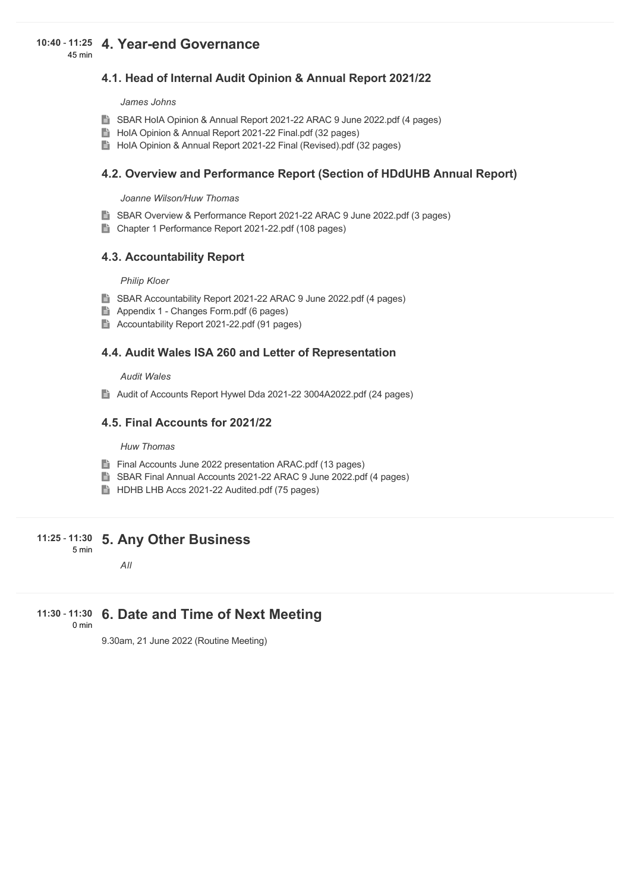10:40 - 11:25
45 min

## 4. Year-end Governance

### 4.1. Head of Internal Audit Opinion & Annual Report 2021/22

*James Johns*

- SBAR HoIA Opinion & Annual Report 2021-22 ARAC 9 June 2022.pdf (4 pages)
- HoIA Opinion & Annual Report 2021-22 Final.pdf (32 pages)
- HoIA Opinion & Annual Report 2021-22 Final (Revised).pdf (32 pages)

### 4.2. Overview and Performance Report (Section of HDdUHB Annual Report)

*Joanne Wilson/Huw Thomas*

- SBAR Overview & Performance Report 2021-22 ARAC 9 June 2022.pdf (3 pages)
- Chapter 1 Performance Report 2021-22.pdf (108 pages)

### 4.3. Accountability Report

*Philip Kloer*

- SBAR Accountability Report 2021-22 ARAC 9 June 2022.pdf (4 pages)
- Appendix 1 - Changes Form.pdf (6 pages)
- Accountability Report 2021-22.pdf (91 pages)

### 4.4. Audit Wales ISA 260 and Letter of Representation

*Audit Wales*

- Audit of Accounts Report Hywel Dda 2021-22 3004A2022.pdf (24 pages)

### 4.5. Final Accounts for 2021/22

*Huw Thomas*

- Final Accounts June 2022 presentation ARAC.pdf (13 pages)
- SBAR Final Annual Accounts 2021-22 ARAC 9 June 2022.pdf (4 pages)
- HDHB LHB Accs 2021-22 Audited.pdf (75 pages)

11:25 - 11:30
5 min

## 5. Any Other Business

*All*

11:30 - 11:30
0 min

## 6. Date and Time of Next Meeting

9.30am, 21 June 2022 (Routine Meeting)